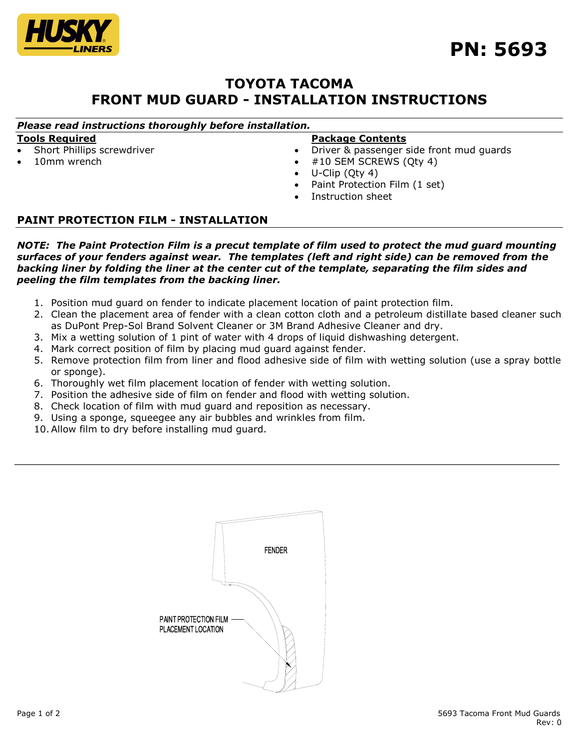**PN: 5693**

# TOYOTA TACOMA
# FRONT MUD GUARD - INSTALLATION INSTRUCTIONS

***Please read instructions thoroughly before installation.***

**Tools Required**

- Short Phillips screwdriver
- 10mm wrench

**Package Contents**

- Driver & passenger side front mud guards
- #10 SEM SCREWS (Qty 4)
- U-Clip (Qty 4)
- Paint Protection Film (1 set)
- Instruction sheet

## PAINT PROTECTION FILM - INSTALLATION

***NOTE: The Paint Protection Film is a precut template of film used to protect the mud guard mounting surfaces of your fenders against wear. The templates (left and right side) can be removed from the backing liner by folding the liner at the center cut of the template, separating the film sides and peeling the film templates from the backing liner.***

1. Position mud guard on fender to indicate placement location of paint protection film.
2. Clean the placement area of fender with a clean cotton cloth and a petroleum distillate based cleaner such as DuPont Prep-Sol Brand Solvent Cleaner or 3M Brand Adhesive Cleaner and dry.
3. Mix a wetting solution of 1 pint of water with 4 drops of liquid dishwashing detergent.
4. Mark correct position of film by placing mud guard against fender.
5. Remove protection film from liner and flood adhesive side of film with wetting solution (use a spray bottle or sponge).
6. Thoroughly wet film placement location of fender with wetting solution.
7. Position the adhesive side of film on fender and flood with wetting solution.
8. Check location of film with mud guard and reposition as necessary.
9. Using a sponge, squeegee any air bubbles and wrinkles from film.
10. Allow film to dry before installing mud guard.

FENDER

PAINT PROTECTION FILM PLACEMENT LOCATION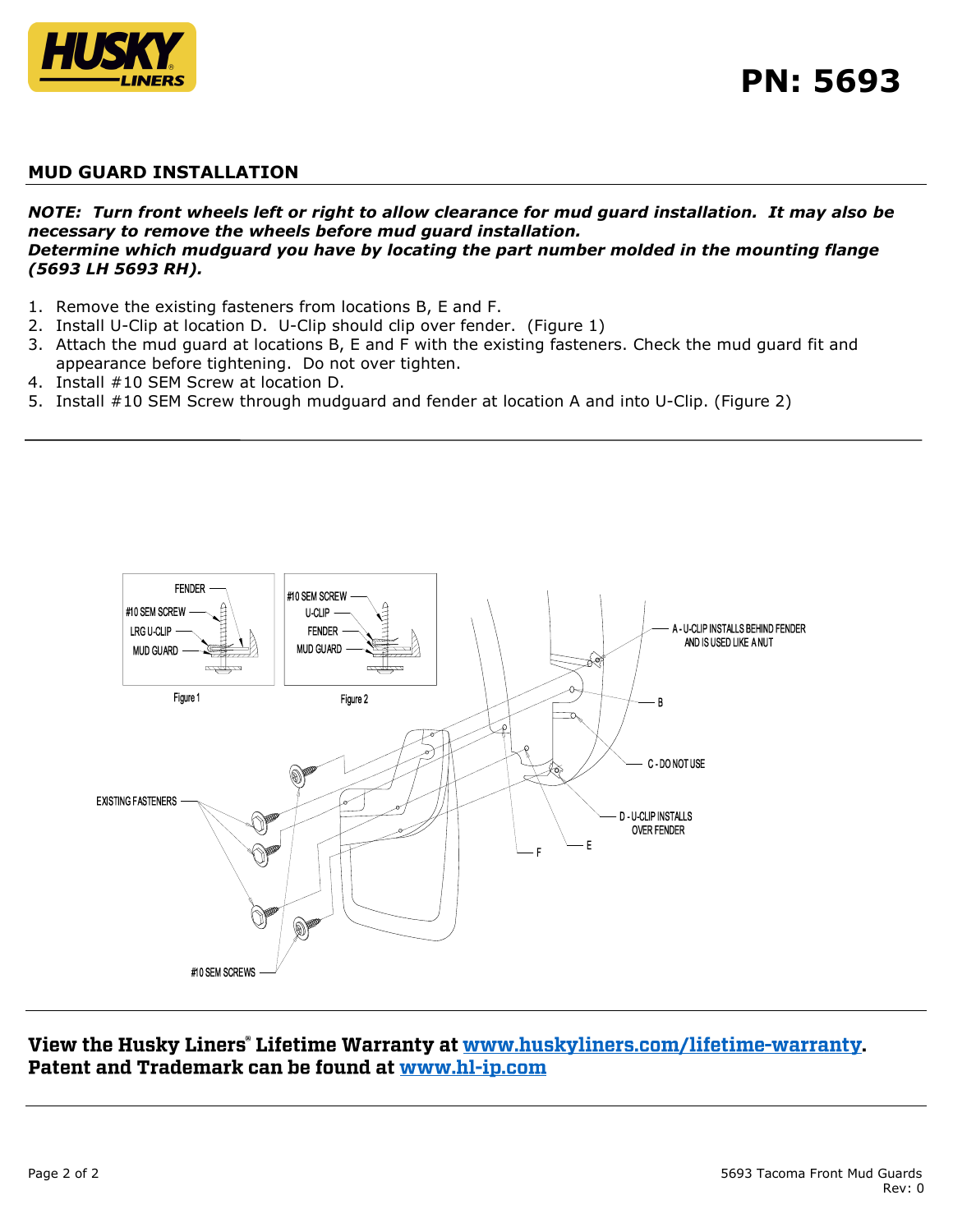**PN: 5693**

## MUD GUARD INSTALLATION

***NOTE: Turn front wheels left or right to allow clearance for mud guard installation. It may also be necessary to remove the wheels before mud guard installation.***
***Determine which mudguard you have by locating the part number molded in the mounting flange (5693 LH 5693 RH).***

1. Remove the existing fasteners from locations B, E and F.
2. Install U-Clip at location D. U-Clip should clip over fender. (Figure 1)
3. Attach the mud guard at locations B, E and F with the existing fasteners. Check the mud guard fit and appearance before tightening. Do not over tighten.
4. Install #10 SEM Screw at location D.
5. Install #10 SEM Screw through mudguard and fender at location A and into U-Clip. (Figure 2)

FENDER
#10 SEM SCREW
LRG U-CLIP
MUD GUARD

Figure 1

#10 SEM SCREW
U-CLIP
FENDER
MUD GUARD

Figure 2

A - U-CLIP INSTALLS BEHIND FENDER AND IS USED LIKE A NUT
B
C - DO NOT USE
D - U-CLIP INSTALLS OVER FENDER
E
F
EXISTING FASTENERS
#10 SEM SCREWS

**View the Husky Liners® Lifetime Warranty at [www.huskyliners.com/lifetime-warranty](www.huskyliners.com/lifetime-warranty).**
**Patent and Trademark can be found at [www.hl-ip.com](www.hl-ip.com)**

5693 Tacoma Front Mud Guards
Rev: 0